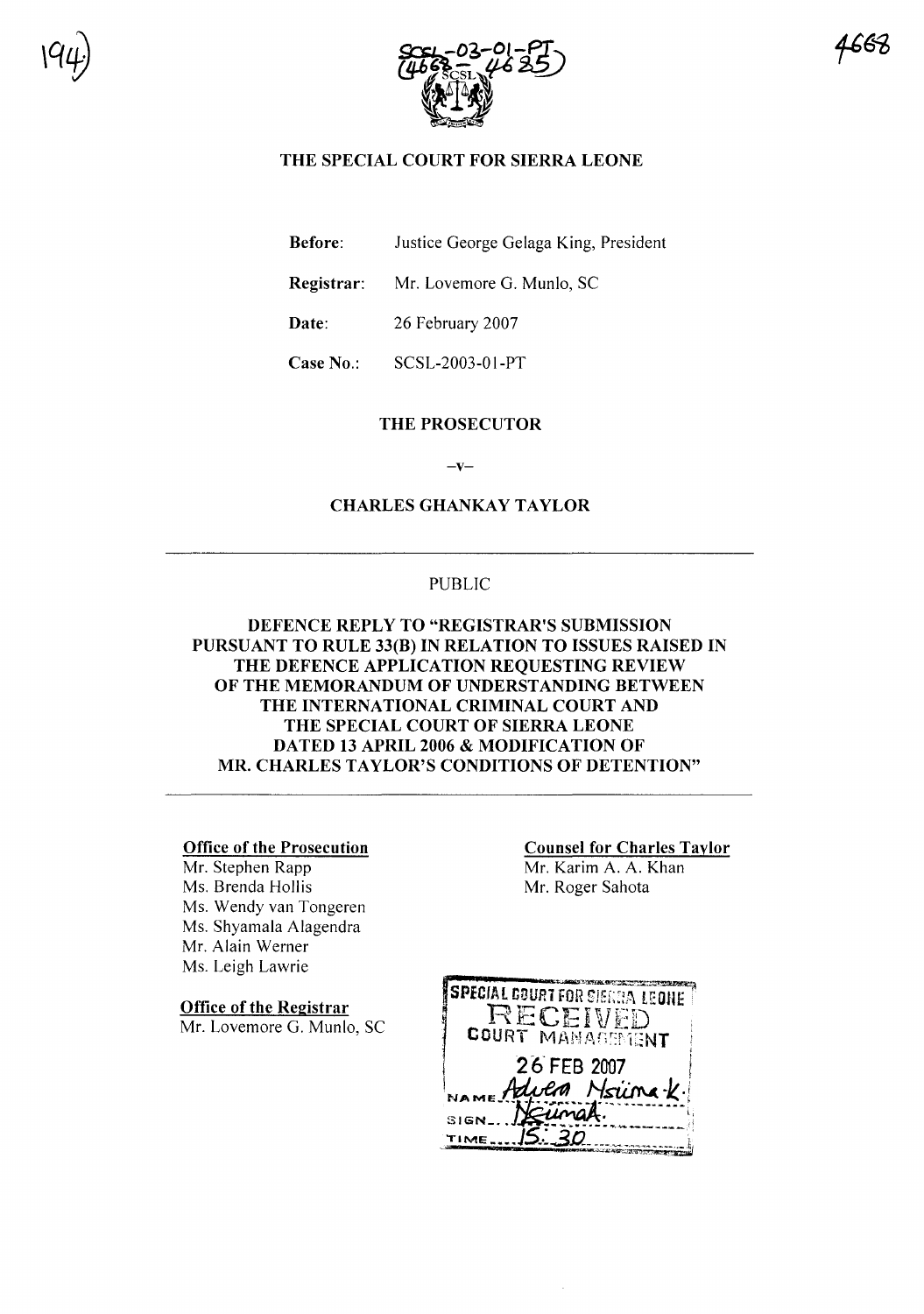# THE SPECIAL COURT FOR SIERRA LEONE

**Before:** Justice George Gelaga King, President

**Registrar:** Mr. Lovemore G. Munlo, SC

**Date:** 26 February 2007

**Case No.:** SCSL-2003-01-PT

**THE PROSECUTOR**

–v–

**CHARLES GHANKAY TAYLOR**

---

PUBLIC

## DEFENCE REPLY TO "REGISTRAR'S SUBMISSION PURSUANT TO RULE 33(B) IN RELATION TO ISSUES RAISED IN THE DEFENCE APPLICATION REQUESTING REVIEW OF THE MEMORANDUM OF UNDERSTANDING BETWEEN THE INTERNATIONAL CRIMINAL COURT AND THE SPECIAL COURT OF SIERRA LEONE DATED 13 APRIL 2006 & MODIFICATION OF MR. CHARLES TAYLOR'S CONDITIONS OF DETENTION"

---

**Office of the Prosecution**
Mr. Stephen Rapp
Ms. Brenda Hollis
Ms. Wendy van Tongeren
Ms. Shyamala Alagendra
Mr. Alain Werner
Ms. Leigh Lawrie

**Office of the Registrar**
Mr. Lovemore G. Munlo, SC

**Counsel for Charles Taylor**
Mr. Karim A. A. Khan
Mr. Roger Sahota

SPECIAL COURT FOR SIERRA LEONE
RECEIVED
COURT MANAGEMENT
26 FEB 2007
NAME Advera Nsiima K.
SIGN Nsiimah.
TIME 15:30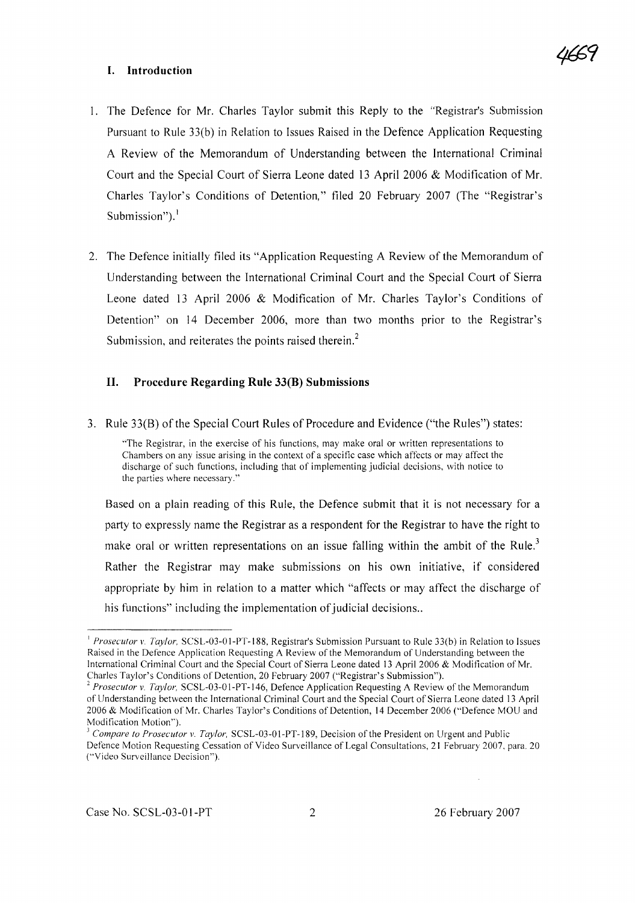## I. Introduction

1. The Defence for Mr. Charles Taylor submit this Reply to the "Registrar's Submission Pursuant to Rule 33(b) in Relation to Issues Raised in the Defence Application Requesting A Review of the Memorandum of Understanding between the International Criminal Court and the Special Court of Sierra Leone dated 13 April 2006 & Modification of Mr. Charles Taylor's Conditions of Detention," filed 20 February 2007 (The "Registrar's Submission").[1]

2. The Defence initially filed its "Application Requesting A Review of the Memorandum of Understanding between the International Criminal Court and the Special Court of Sierra Leone dated 13 April 2006 & Modification of Mr. Charles Taylor's Conditions of Detention" on 14 December 2006, more than two months prior to the Registrar's Submission, and reiterates the points raised therein.[2]

## II. Procedure Regarding Rule 33(B) Submissions

3. Rule 33(B) of the Special Court Rules of Procedure and Evidence ("the Rules") states:

> "The Registrar, in the exercise of his functions, may make oral or written representations to Chambers on any issue arising in the context of a specific case which affects or may affect the discharge of such functions, including that of implementing judicial decisions, with notice to the parties where necessary."

Based on a plain reading of this Rule, the Defence submit that it is not necessary for a party to expressly name the Registrar as a respondent for the Registrar to have the right to make oral or written representations on an issue falling within the ambit of the Rule.[3] Rather the Registrar may make submissions on his own initiative, if considered appropriate by him in relation to a matter which "affects or may affect the discharge of his functions" including the implementation of judicial decisions..

---

[1] *Prosecutor v. Taylor,* SCSL-03-01-PT-188, Registrar's Submission Pursuant to Rule 33(b) in Relation to Issues Raised in the Defence Application Requesting A Review of the Memorandum of Understanding between the International Criminal Court and the Special Court of Sierra Leone dated 13 April 2006 & Modification of Mr. Charles Taylor's Conditions of Detention, 20 February 2007 ("Registrar's Submission").

[2] *Prosecutor v. Taylor,* SCSL-03-01-PT-146, Defence Application Requesting A Review of the Memorandum of Understanding between the International Criminal Court and the Special Court of Sierra Leone dated 13 April 2006 & Modification of Mr. Charles Taylor's Conditions of Detention, 14 December 2006 ("Defence MOU and Modification Motion").

[3] *Compare to Prosecutor v. Taylor,* SCSL-03-01-PT-189, Decision of the President on Urgent and Public Defence Motion Requesting Cessation of Video Surveillance of Legal Consultations, 21 February 2007, para. 20 ("Video Surveillance Decision").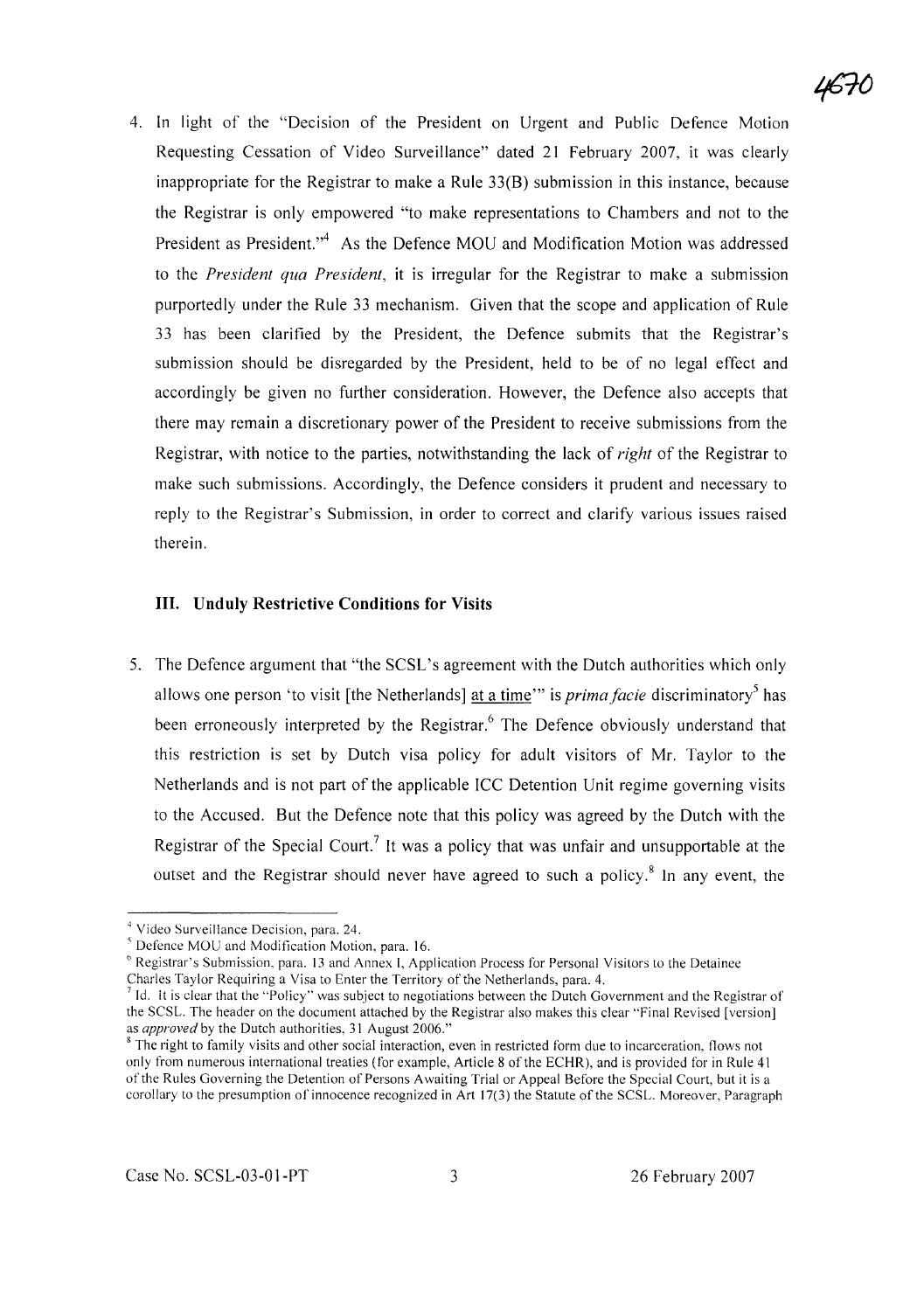4. In light of the "Decision of the President on Urgent and Public Defence Motion Requesting Cessation of Video Surveillance" dated 21 February 2007, it was clearly inappropriate for the Registrar to make a Rule 33(B) submission in this instance, because the Registrar is only empowered "to make representations to Chambers and not to the President as President."[4] As the Defence MOU and Modification Motion was addressed to the *President qua President*, it is irregular for the Registrar to make a submission purportedly under the Rule 33 mechanism. Given that the scope and application of Rule 33 has been clarified by the President, the Defence submits that the Registrar's submission should be disregarded by the President, held to be of no legal effect and accordingly be given no further consideration. However, the Defence also accepts that there may remain a discretionary power of the President to receive submissions from the Registrar, with notice to the parties, notwithstanding the lack of *right* of the Registrar to make such submissions. Accordingly, the Defence considers it prudent and necessary to reply to the Registrar's Submission, in order to correct and clarify various issues raised therein.

### III. Unduly Restrictive Conditions for Visits

5. The Defence argument that "the SCSL's agreement with the Dutch authorities which only allows one person 'to visit [the Netherlands] <u>at a time</u>'" is *prima facie* discriminatory[5] has been erroneously interpreted by the Registrar.[6] The Defence obviously understand that this restriction is set by Dutch visa policy for adult visitors of Mr. Taylor to the Netherlands and is not part of the applicable ICC Detention Unit regime governing visits to the Accused. But the Defence note that this policy was agreed by the Dutch with the Registrar of the Special Court.[7] It was a policy that was unfair and unsupportable at the outset and the Registrar should never have agreed to such a policy.[8] In any event, the

---

[4] Video Surveillance Decision, para. 24.

[5] Defence MOU and Modification Motion, para. 16.

[6] Registrar's Submission, para. 13 and Annex I, Application Process for Personal Visitors to the Detainee Charles Taylor Requiring a Visa to Enter the Territory of the Netherlands, para. 4.

[7] Id. It is clear that the "Policy" was subject to negotiations between the Dutch Government and the Registrar of the SCSL. The header on the document attached by the Registrar also makes this clear "Final Revised [version] as *approved* by the Dutch authorities, 31 August 2006."

[8] The right to family visits and other social interaction, even in restricted form due to incarceration, flows not only from numerous international treaties (for example, Article 8 of the ECHR), and is provided for in Rule 41 of the Rules Governing the Detention of Persons Awaiting Trial or Appeal Before the Special Court, but it is a corollary to the presumption of innocence recognized in Art 17(3) the Statute of the SCSL. Moreover, Paragraph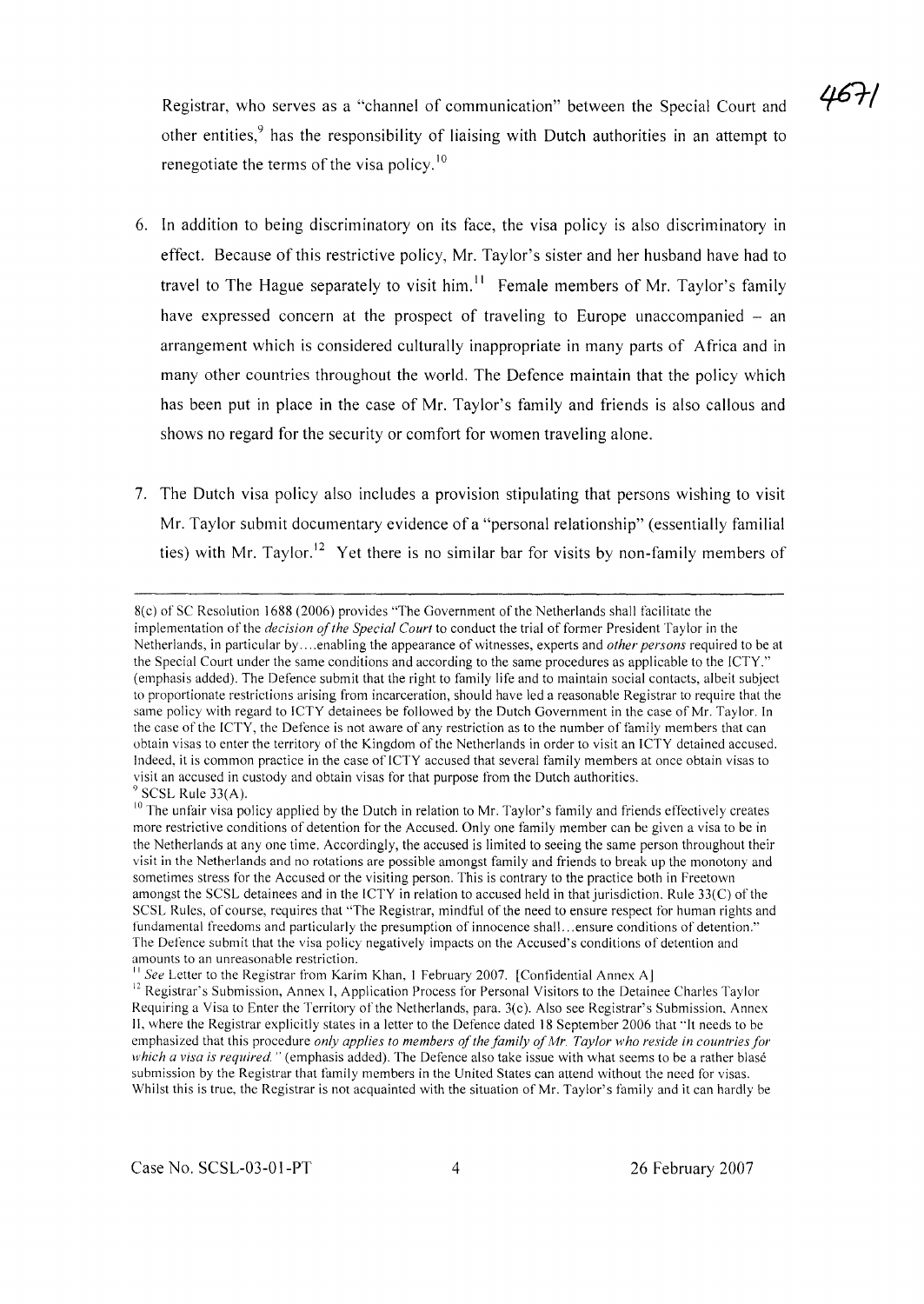Registrar, who serves as a "channel of communication" between the Special Court and other entities,[9] has the responsibility of liaising with Dutch authorities in an attempt to renegotiate the terms of the visa policy.[10]

6. In addition to being discriminatory on its face, the visa policy is also discriminatory in effect. Because of this restrictive policy, Mr. Taylor's sister and her husband have had to travel to The Hague separately to visit him.[11] Female members of Mr. Taylor's family have expressed concern at the prospect of traveling to Europe unaccompanied – an arrangement which is considered culturally inappropriate in many parts of Africa and in many other countries throughout the world. The Defence maintain that the policy which has been put in place in the case of Mr. Taylor's family and friends is also callous and shows no regard for the security or comfort for women traveling alone.

7. The Dutch visa policy also includes a provision stipulating that persons wishing to visit Mr. Taylor submit documentary evidence of a "personal relationship" (essentially familial ties) with Mr. Taylor.[12] Yet there is no similar bar for visits by non-family members of

---

8(c) of SC Resolution 1688 (2006) provides "The Government of the Netherlands shall facilitate the implementation of the *decision of the Special Court* to conduct the trial of former President Taylor in the Netherlands, in particular by….enabling the appearance of witnesses, experts and *other persons* required to be at the Special Court under the same conditions and according to the same procedures as applicable to the ICTY." (emphasis added). The Defence submit that the right to family life and to maintain social contacts, albeit subject to proportionate restrictions arising from incarceration, should have led a reasonable Registrar to require that the same policy with regard to ICTY detainees be followed by the Dutch Government in the case of Mr. Taylor. In the case of the ICTY, the Defence is not aware of any restriction as to the number of family members that can obtain visas to enter the territory of the Kingdom of the Netherlands in order to visit an ICTY detained accused. Indeed, it is common practice in the case of ICTY accused that several family members at once obtain visas to visit an accused in custody and obtain visas for that purpose from the Dutch authorities.

[9] SCSL Rule 33(A).

[10] The unfair visa policy applied by the Dutch in relation to Mr. Taylor's family and friends effectively creates more restrictive conditions of detention for the Accused. Only one family member can be given a visa to be in the Netherlands at any one time. Accordingly, the accused is limited to seeing the same person throughout their visit in the Netherlands and no rotations are possible amongst family and friends to break up the monotony and sometimes stress for the Accused or the visiting person. This is contrary to the practice both in Freetown amongst the SCSL detainees and in the ICTY in relation to accused held in that jurisdiction. Rule 33(C) of the SCSL Rules, of course, requires that "The Registrar, mindful of the need to ensure respect for human rights and fundamental freedoms and particularly the presumption of innocence shall…ensure conditions of detention." The Defence submit that the visa policy negatively impacts on the Accused's conditions of detention and amounts to an unreasonable restriction.

[11] *See* Letter to the Registrar from Karim Khan, 1 February 2007. [Confidential Annex A]

[12] Registrar's Submission, Annex I, Application Process for Personal Visitors to the Detainee Charles Taylor Requiring a Visa to Enter the Territory of the Netherlands, para. 3(c). Also see Registrar's Submission, Annex II, where the Registrar explicitly states in a letter to the Defence dated 18 September 2006 that "It needs to be emphasized that this procedure *only applies to members of the family of Mr. Taylor who reside in countries for which a visa is required.*" (emphasis added). The Defence also take issue with what seems to be a rather blasé submission by the Registrar that family members in the United States can attend without the need for visas. Whilst this is true, the Registrar is not acquainted with the situation of Mr. Taylor's family and it can hardly be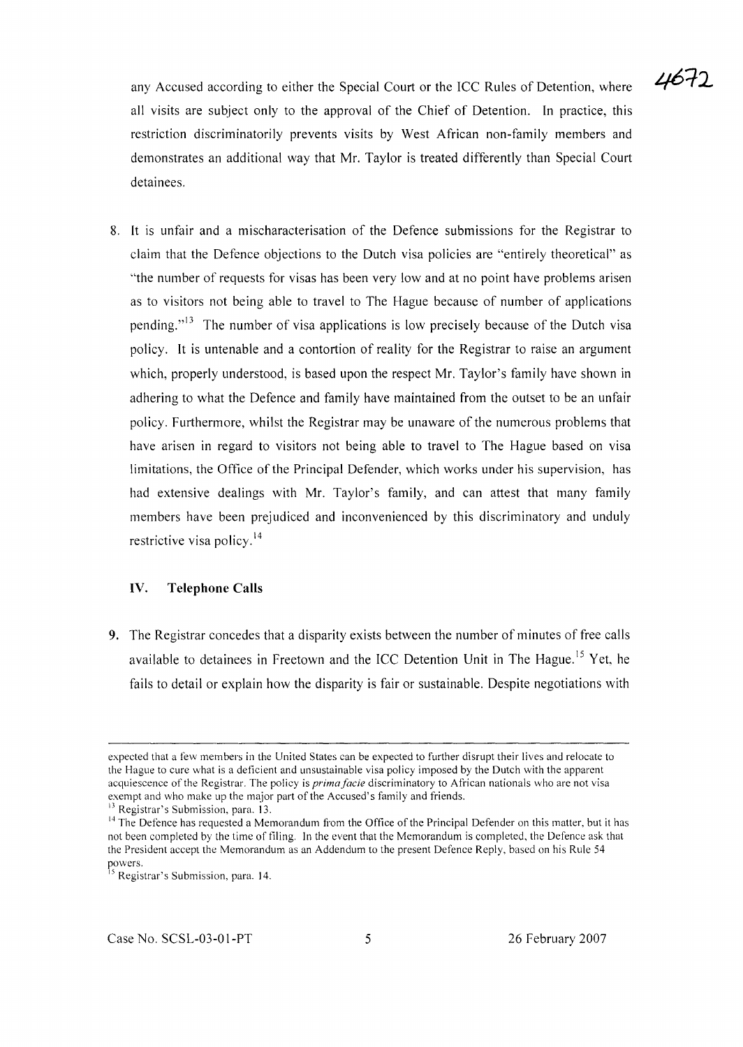any Accused according to either the Special Court or the ICC Rules of Detention, where all visits are subject only to the approval of the Chief of Detention. In practice, this restriction discriminatorily prevents visits by West African non-family members and demonstrates an additional way that Mr. Taylor is treated differently than Special Court detainees.

8. It is unfair and a mischaracterisation of the Defence submissions for the Registrar to claim that the Defence objections to the Dutch visa policies are "entirely theoretical" as "the number of requests for visas has been very low and at no point have problems arisen as to visitors not being able to travel to The Hague because of number of applications pending."[13] The number of visa applications is low precisely because of the Dutch visa policy. It is untenable and a contortion of reality for the Registrar to raise an argument which, properly understood, is based upon the respect Mr. Taylor's family have shown in adhering to what the Defence and family have maintained from the outset to be an unfair policy. Furthermore, whilst the Registrar may be unaware of the numerous problems that have arisen in regard to visitors not being able to travel to The Hague based on visa limitations, the Office of the Principal Defender, which works under his supervision, has had extensive dealings with Mr. Taylor's family, and can attest that many family members have been prejudiced and inconvenienced by this discriminatory and unduly restrictive visa policy.[14]

### IV. Telephone Calls

9. The Registrar concedes that a disparity exists between the number of minutes of free calls available to detainees in Freetown and the ICC Detention Unit in The Hague.[15] Yet, he fails to detail or explain how the disparity is fair or sustainable. Despite negotiations with

---

expected that a few members in the United States can be expected to further disrupt their lives and relocate to the Hague to cure what is a deficient and unsustainable visa policy imposed by the Dutch with the apparent acquiescence of the Registrar. The policy is *prima facie* discriminatory to African nationals who are not visa exempt and who make up the major part of the Accused's family and friends.

[13] Registrar's Submission, para. 13.

[14] The Defence has requested a Memorandum from the Office of the Principal Defender on this matter, but it has not been completed by the time of filing. In the event that the Memorandum is completed, the Defence ask that the President accept the Memorandum as an Addendum to the present Defence Reply, based on his Rule 54 powers.

[15] Registrar's Submission, para. 14.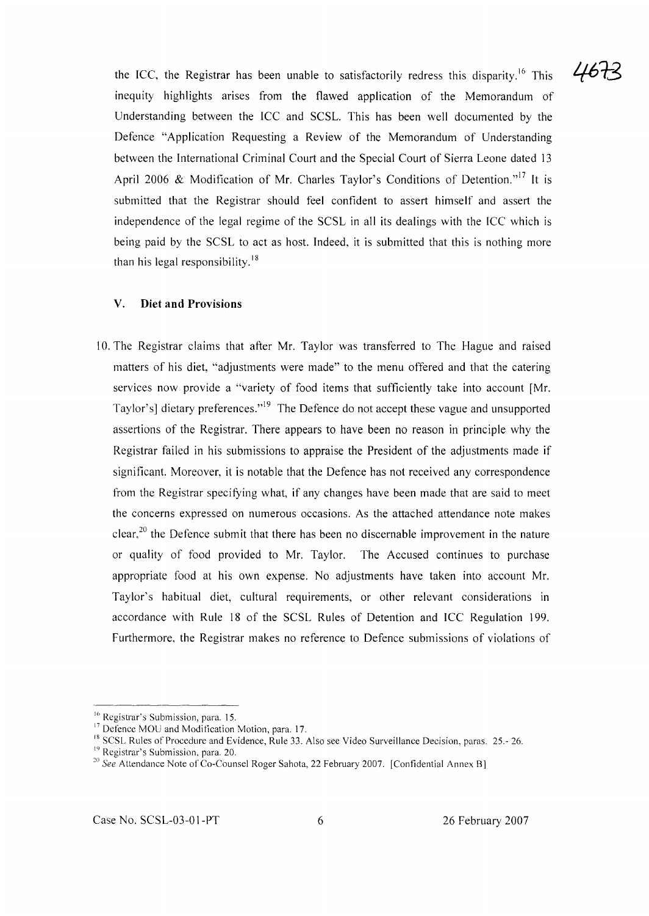the ICC, the Registrar has been unable to satisfactorily redress this disparity.[16] This inequity highlights arises from the flawed application of the Memorandum of Understanding between the ICC and SCSL. This has been well documented by the Defence "Application Requesting a Review of the Memorandum of Understanding between the International Criminal Court and the Special Court of Sierra Leone dated 13 April 2006 & Modification of Mr. Charles Taylor's Conditions of Detention."[17] It is submitted that the Registrar should feel confident to assert himself and assert the independence of the legal regime of the SCSL in all its dealings with the ICC which is being paid by the SCSL to act as host. Indeed, it is submitted that this is nothing more than his legal responsibility.[18]

### V. Diet and Provisions

10. The Registrar claims that after Mr. Taylor was transferred to The Hague and raised matters of his diet, "adjustments were made" to the menu offered and that the catering services now provide a "variety of food items that sufficiently take into account [Mr. Taylor's] dietary preferences."[19] The Defence do not accept these vague and unsupported assertions of the Registrar. There appears to have been no reason in principle why the Registrar failed in his submissions to appraise the President of the adjustments made if significant. Moreover, it is notable that the Defence has not received any correspondence from the Registrar specifying what, if any changes have been made that are said to meet the concerns expressed on numerous occasions. As the attached attendance note makes clear,[20] the Defence submit that there has been no discernable improvement in the nature or quality of food provided to Mr. Taylor. The Accused continues to purchase appropriate food at his own expense. No adjustments have taken into account Mr. Taylor's habitual diet, cultural requirements, or other relevant considerations in accordance with Rule 18 of the SCSL Rules of Detention and ICC Regulation 199. Furthermore, the Registrar makes no reference to Defence submissions of violations of

---

[16] Registrar's Submission, para. 15.

[17] Defence MOU and Modification Motion, para. 17.

[18] SCSL Rules of Procedure and Evidence, Rule 33. Also see Video Surveillance Decision, paras. 25.- 26.

[19] Registrar's Submission, para. 20.

[20] *See* Attendance Note of Co-Counsel Roger Sahota, 22 February 2007. [Confidential Annex B]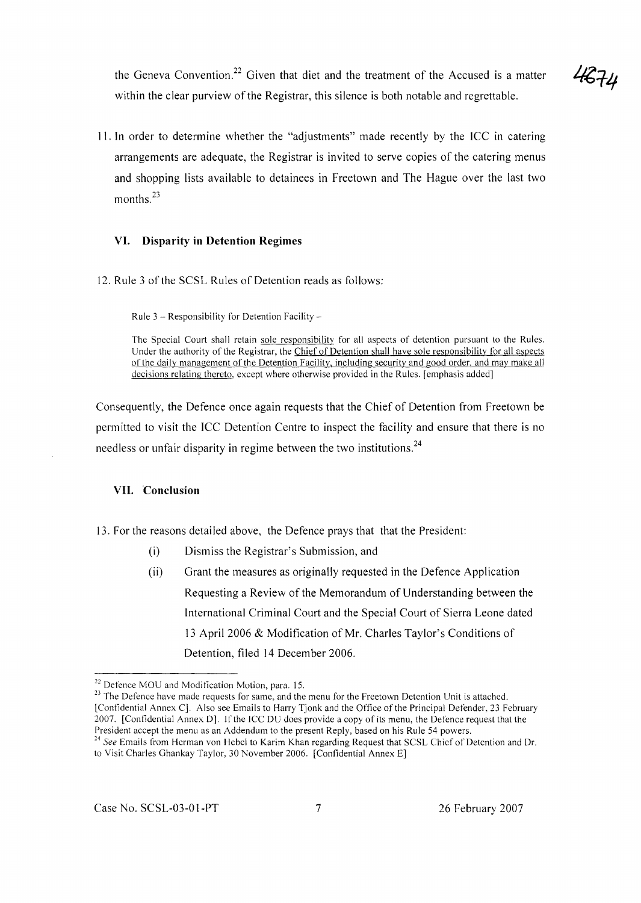the Geneva Convention.[22] Given that diet and the treatment of the Accused is a matter within the clear purview of the Registrar, this silence is both notable and regrettable.

11. In order to determine whether the "adjustments" made recently by the ICC in catering arrangements are adequate, the Registrar is invited to serve copies of the catering menus and shopping lists available to detainees in Freetown and The Hague over the last two months.[23]

### VI. Disparity in Detention Regimes

12. Rule 3 of the SCSL Rules of Detention reads as follows:

> Rule 3 – Responsibility for Detention Facility –
>
> The Special Court shall retain sole responsibility for all aspects of detention pursuant to the Rules. Under the authority of the Registrar, the Chief of Detention shall have sole responsibility for all aspects of the daily management of the Detention Facility, including security and good order, and may make all decisions relating thereto, except where otherwise provided in the Rules. [emphasis added]

Consequently, the Defence once again requests that the Chief of Detention from Freetown be permitted to visit the ICC Detention Centre to inspect the facility and ensure that there is no needless or unfair disparity in regime between the two institutions.[24]

### VII. Conclusion

13. For the reasons detailed above, the Defence prays that that the President:

   (i) Dismiss the Registrar's Submission, and

   (ii) Grant the measures as originally requested in the Defence Application Requesting a Review of the Memorandum of Understanding between the International Criminal Court and the Special Court of Sierra Leone dated 13 April 2006 & Modification of Mr. Charles Taylor's Conditions of Detention, filed 14 December 2006.

---

[22] Defence MOU and Modification Motion, para. 15.

[23] The Defence have made requests for same, and the menu for the Freetown Detention Unit is attached. [Confidential Annex C]. Also see Emails to Harry Tjonk and the Office of the Principal Defender, 23 February 2007. [Confidential Annex D]. If the ICC DU does provide a copy of its menu, the Defence request that the President accept the menu as an Addendum to the present Reply, based on his Rule 54 powers.

[24] *See* Emails from Herman von Hebel to Karim Khan regarding Request that SCSL Chief of Detention and Dr. to Visit Charles Ghankay Taylor, 30 November 2006. [Confidential Annex E]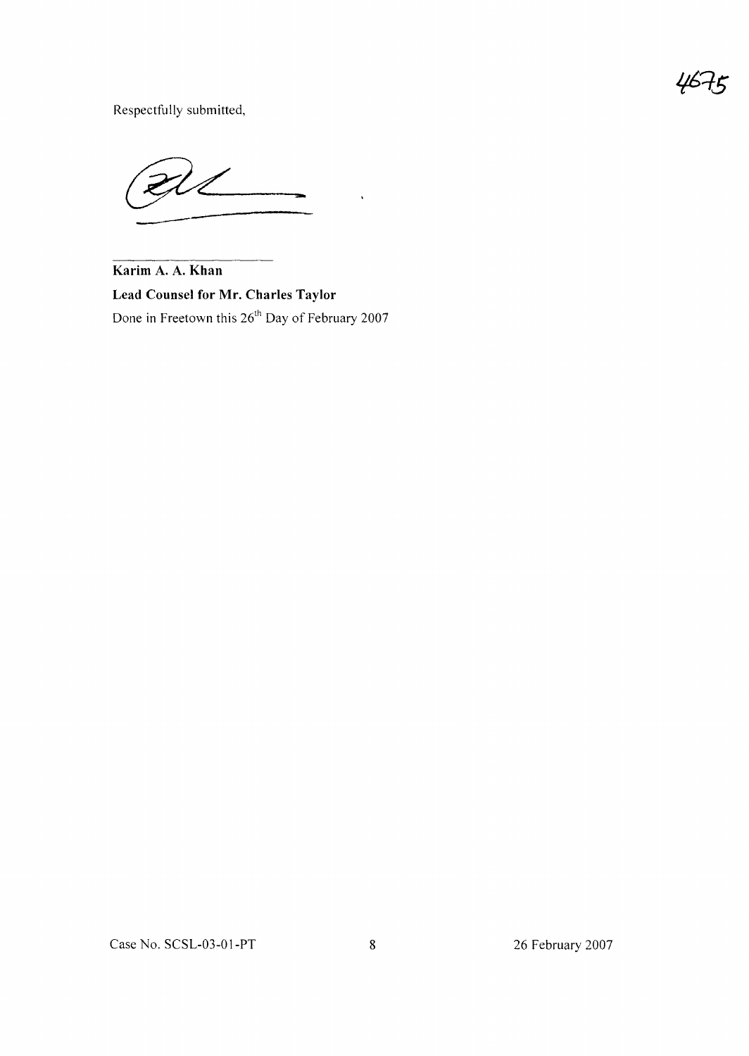Respectfully submitted,

**Karim A. A. Khan**

**Lead Counsel for Mr. Charles Taylor**

Done in Freetown this 26th Day of February 2007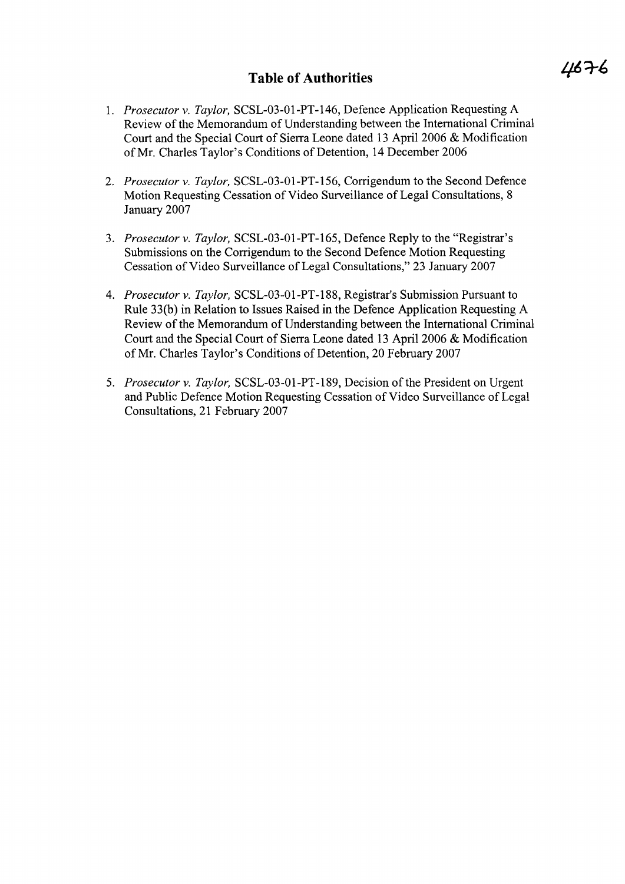# Table of Authorities

1. *Prosecutor v. Taylor,* SCSL-03-01-PT-146, Defence Application Requesting A Review of the Memorandum of Understanding between the International Criminal Court and the Special Court of Sierra Leone dated 13 April 2006 & Modification of Mr. Charles Taylor's Conditions of Detention, 14 December 2006

2. *Prosecutor v. Taylor,* SCSL-03-01-PT-156, Corrigendum to the Second Defence Motion Requesting Cessation of Video Surveillance of Legal Consultations, 8 January 2007

3. *Prosecutor v. Taylor,* SCSL-03-01-PT-165, Defence Reply to the "Registrar's Submissions on the Corrigendum to the Second Defence Motion Requesting Cessation of Video Surveillance of Legal Consultations," 23 January 2007

4. *Prosecutor v. Taylor,* SCSL-03-01-PT-188, Registrar's Submission Pursuant to Rule 33(b) in Relation to Issues Raised in the Defence Application Requesting A Review of the Memorandum of Understanding between the International Criminal Court and the Special Court of Sierra Leone dated 13 April 2006 & Modification of Mr. Charles Taylor's Conditions of Detention, 20 February 2007

5. *Prosecutor v. Taylor,* SCSL-03-01-PT-189, Decision of the President on Urgent and Public Defence Motion Requesting Cessation of Video Surveillance of Legal Consultations, 21 February 2007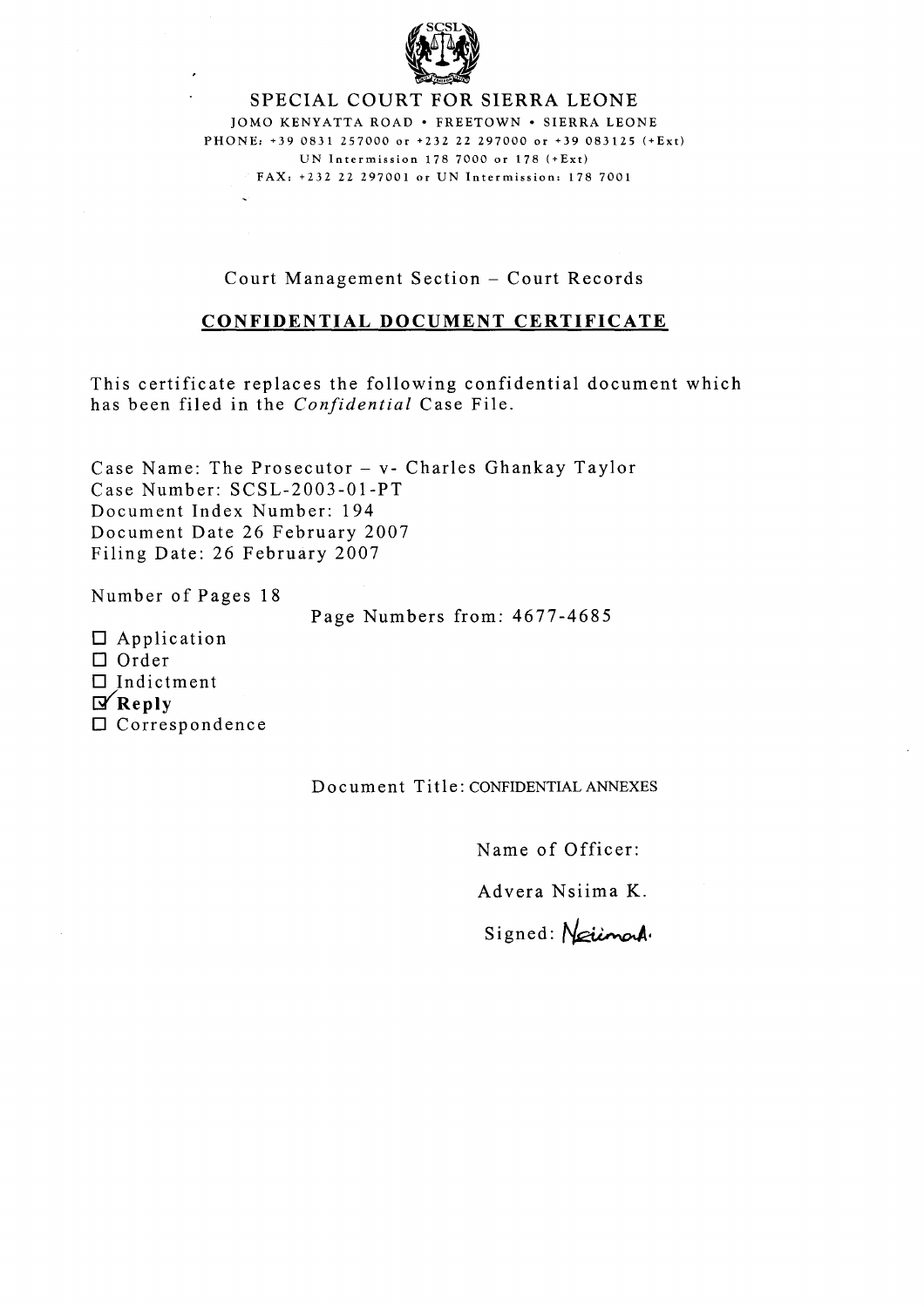# SPECIAL COURT FOR SIERRA LEONE

JOMO KENYATTA ROAD • FREETOWN • SIERRA LEONE

PHONE: +39 0831 257000 or +232 22 297000 or +39 083125 (+Ext)

UN Intermission 178 7000 or 178 (+Ext)

FAX: +232 22 297001 or UN Intermission: 178 7001

Court Management Section – Court Records

## CONFIDENTIAL DOCUMENT CERTIFICATE

This certificate replaces the following confidential document which has been filed in the *Confidential* Case File.

Case Name: The Prosecutor – v- Charles Ghankay Taylor
Case Number: SCSL-2003-01-PT
Document Index Number: 194
Document Date 26 February 2007
Filing Date: 26 February 2007

Number of Pages 18

Page Numbers from: 4677-4685

- ☐ Application
- ☐ Order
- ☐ Indictment
- ☑ **Reply**
- ☐ Correspondence

Document Title: CONFIDENTIAL ANNEXES

Name of Officer:

Advera Nsiima K.

Signed: Nsiima A.